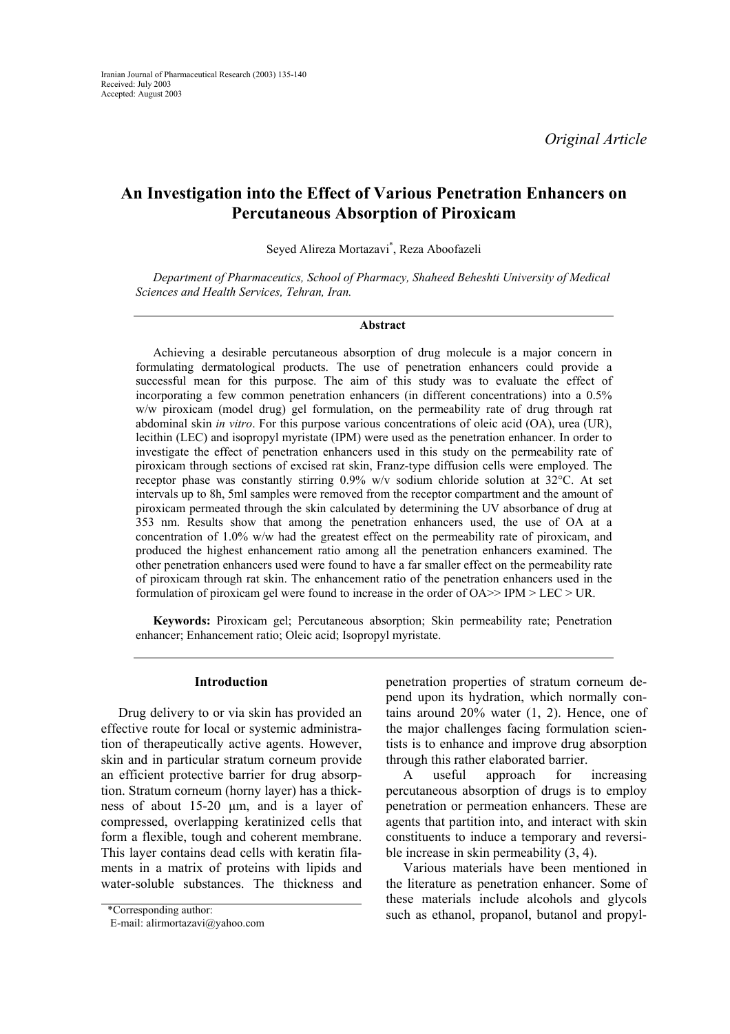*Original Article*

# An Investigation into the Effect of Various Penetration Enhancers on Percutaneous Absorption of Piroxicam

Seyed Alireza Mortazavi*, Reza Aboofazeli

*Department of Pharmaceutics, School of Pharmacy, Shaheed Beheshti University of Medical Sciences and Health Services, Tehran, Iran.*

## Abstract

Achieving a desirable percutaneous absorption of drug molecule is a major concern in formulating dermatological products. The use of penetration enhancers could provide a successful mean for this purpose. The aim of this study was to evaluate the effect of incorporating a few common penetration enhancers (in different concentrations) into a 0.5% w/w piroxicam (model drug) gel formulation, on the permeability rate of drug through rat abdominal skin *in vitro*. For this purpose various concentrations of oleic acid (OA), urea (UR), lecithin (LEC) and isopropyl myristate (IPM) were used as the penetration enhancer. In order to investigate the effect of penetration enhancers used in this study on the permeability rate of piroxicam through sections of excised rat skin, Franz-type diffusion cells were employed. The receptor phase was constantly stirring 0.9% w/v sodium chloride solution at 32°C. At set intervals up to 8h, 5ml samples were removed from the receptor compartment and the amount of piroxicam permeated through the skin calculated by determining the UV absorbance of drug at 353 nm. Results show that among the penetration enhancers used, the use of OA at a concentration of 1.0% w/w had the greatest effect on the permeability rate of piroxicam, and produced the highest enhancement ratio among all the penetration enhancers examined. The other penetration enhancers used were found to have a far smaller effect on the permeability rate of piroxicam through rat skin. The enhancement ratio of the penetration enhancers used in the formulation of piroxicam gel were found to increase in the order of OA>> IPM > LEC > UR.

**Keywords:** Piroxicam gel; Percutaneous absorption; Skin permeability rate; Penetration enhancer; Enhancement ratio; Oleic acid; Isopropyl myristate.

## Introduction

Drug delivery to or via skin has provided an effective route for local or systemic administration of therapeutically active agents. However, skin and in particular stratum corneum provide an efficient protective barrier for drug absorption. Stratum corneum (horny layer) has a thickness of about 15-20 μm, and is a layer of compressed, overlapping keratinized cells that form a flexible, tough and coherent membrane. This layer contains dead cells with keratin filaments in a matrix of proteins with lipids and water-soluble substances. The thickness and penetration properties of stratum corneum depend upon its hydration, which normally contains around 20% water (1, 2). Hence, one of the major challenges facing formulation scientists is to enhance and improve drug absorption through this rather elaborated barrier.

A useful approach for increasing percutaneous absorption of drugs is to employ penetration or permeation enhancers. These are agents that partition into, and interact with skin constituents to induce a temporary and reversible increase in skin permeability (3, 4).

Various materials have been mentioned in the literature as penetration enhancer. Some of these materials include alcohols and glycols such as ethanol, propanol, butanol and propyl-

*Corresponding author:
E-mail: alirmortazavi@yahoo.com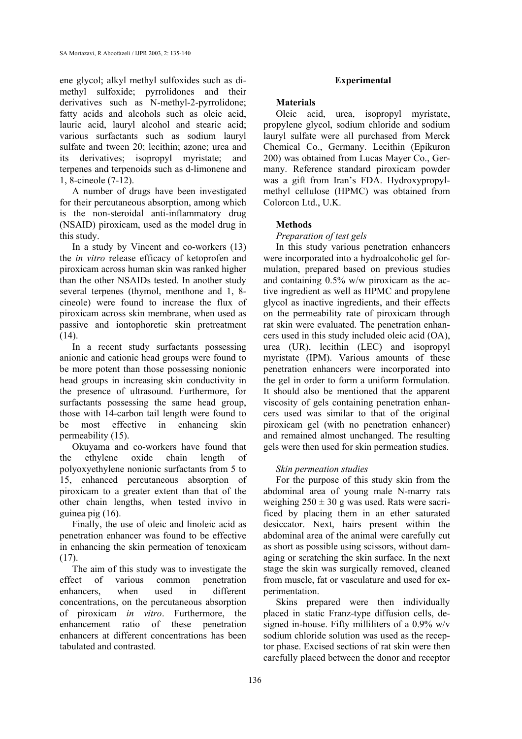ene glycol; alkyl methyl sulfoxides such as dimethyl sulfoxide; pyrrolidones and their derivatives such as N-methyl-2-pyrrolidone; fatty acids and alcohols such as oleic acid, lauric acid, lauryl alcohol and stearic acid; various surfactants such as sodium lauryl sulfate and tween 20; lecithin; azone; urea and its derivatives; isopropyl myristate; and terpenes and terpenoids such as d-limonene and 1, 8-cineole (7-12).

A number of drugs have been investigated for their percutaneous absorption, among which is the non-steroidal anti-inflammatory drug (NSAID) piroxicam, used as the model drug in this study.

In a study by Vincent and co-workers (13) the *in vitro* release efficacy of ketoprofen and piroxicam across human skin was ranked higher than the other NSAIDs tested. In another study several terpenes (thymol, menthone and 1, 8-cineole) were found to increase the flux of piroxicam across skin membrane, when used as passive and iontophoretic skin pretreatment (14).

In a recent study surfactants possessing anionic and cationic head groups were found to be more potent than those possessing nonionic head groups in increasing skin conductivity in the presence of ultrasound. Furthermore, for surfactants possessing the same head group, those with 14-carbon tail length were found to be most effective in enhancing skin permeability (15).

Okuyama and co-workers have found that the ethylene oxide chain length of polyoxyethylene nonionic surfactants from 5 to 15, enhanced percutaneous absorption of piroxicam to a greater extent than that of the other chain lengths, when tested invivo in guinea pig (16).

Finally, the use of oleic and linoleic acid as penetration enhancer was found to be effective in enhancing the skin permeation of tenoxicam (17).

The aim of this study was to investigate the effect of various common penetration enhancers, when used in different concentrations, on the percutaneous absorption of piroxicam *in vitro*. Furthermore, the enhancement ratio of these penetration enhancers at different concentrations has been tabulated and contrasted.

## Experimental

### Materials

Oleic acid, urea, isopropyl myristate, propylene glycol, sodium chloride and sodium lauryl sulfate were all purchased from Merck Chemical Co., Germany. Lecithin (Epikuron 200) was obtained from Lucas Mayer Co., Germany. Reference standard piroxicam powder was a gift from Iran's FDA. Hydroxypropylmethyl cellulose (HPMC) was obtained from Colorcon Ltd., U.K.

### Methods

*Preparation of test gels*

In this study various penetration enhancers were incorporated into a hydroalcoholic gel formulation, prepared based on previous studies and containing 0.5% w/w piroxicam as the active ingredient as well as HPMC and propylene glycol as inactive ingredients, and their effects on the permeability rate of piroxicam through rat skin were evaluated. The penetration enhancers used in this study included oleic acid (OA), urea (UR), lecithin (LEC) and isopropyl myristate (IPM). Various amounts of these penetration enhancers were incorporated into the gel in order to form a uniform formulation. It should also be mentioned that the apparent viscosity of gels containing penetration enhancers used was similar to that of the original piroxicam gel (with no penetration enhancer) and remained almost unchanged. The resulting gels were then used for skin permeation studies.

*Skin permeation studies*

For the purpose of this study skin from the abdominal area of young male N-marry rats weighing $250 \pm 30$ g was used. Rats were sacrificed by placing them in an ether saturated desiccator. Next, hairs present within the abdominal area of the animal were carefully cut as short as possible using scissors, without damaging or scratching the skin surface. In the next stage the skin was surgically removed, cleaned from muscle, fat or vasculature and used for experimentation.

Skins prepared were then individually placed in static Franz-type diffusion cells, designed in-house. Fifty milliliters of a 0.9% w/v sodium chloride solution was used as the receptor phase. Excised sections of rat skin were then carefully placed between the donor and receptor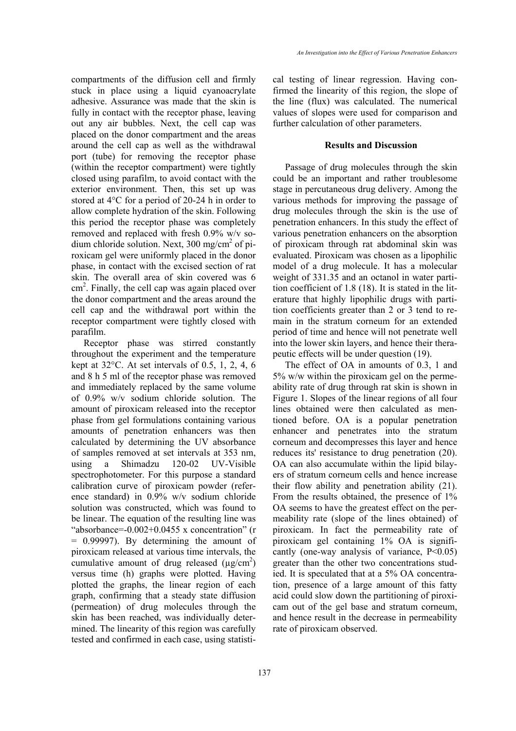compartments of the diffusion cell and firmly stuck in place using a liquid cyanoacrylate adhesive. Assurance was made that the skin is fully in contact with the receptor phase, leaving out any air bubbles. Next, the cell cap was placed on the donor compartment and the areas around the cell cap as well as the withdrawal port (tube) for removing the receptor phase (within the receptor compartment) were tightly closed using parafilm, to avoid contact with the exterior environment. Then, this set up was stored at 4°C for a period of 20-24 h in order to allow complete hydration of the skin. Following this period the receptor phase was completely removed and replaced with fresh 0.9% w/v sodium chloride solution. Next, 300 mg/cm$^2$ of piroxicam gel were uniformly placed in the donor phase, in contact with the excised section of rat skin. The overall area of skin covered was 6 cm$^2$. Finally, the cell cap was again placed over the donor compartment and the areas around the cell cap and the withdrawal port within the receptor compartment were tightly closed with parafilm.

Receptor phase was stirred constantly throughout the experiment and the temperature kept at 32°C. At set intervals of 0.5, 1, 2, 4, 6 and 8 h 5 ml of the receptor phase was removed and immediately replaced by the same volume of 0.9% w/v sodium chloride solution. The amount of piroxicam released into the receptor phase from gel formulations containing various amounts of penetration enhancers was then calculated by determining the UV absorbance of samples removed at set intervals at 353 nm, using a Shimadzu 120-02 UV-Visible spectrophotometer. For this purpose a standard calibration curve of piroxicam powder (reference standard) in 0.9% w/v sodium chloride solution was constructed, which was found to be linear. The equation of the resulting line was "absorbance=-0.002+0.0455 x concentration" ($r = 0.99997$). By determining the amount of piroxicam released at various time intervals, the cumulative amount of drug released (μg/cm$^2$) versus time (h) graphs were plotted. Having plotted the graphs, the linear region of each graph, confirming that a steady state diffusion (permeation) of drug molecules through the skin has been reached, was individually determined. The linearity of this region was carefully tested and confirmed in each case, using statistical testing of linear regression. Having confirmed the linearity of this region, the slope of the line (flux) was calculated. The numerical values of slopes were used for comparison and further calculation of other parameters.

## Results and Discussion

Passage of drug molecules through the skin could be an important and rather troublesome stage in percutaneous drug delivery. Among the various methods for improving the passage of drug molecules through the skin is the use of penetration enhancers. In this study the effect of various penetration enhancers on the absorption of piroxicam through rat abdominal skin was evaluated. Piroxicam was chosen as a lipophilic model of a drug molecule. It has a molecular weight of 331.35 and an octanol in water partition coefficient of 1.8 (18). It is stated in the literature that highly lipophilic drugs with partition coefficients greater than 2 or 3 tend to remain in the stratum corneum for an extended period of time and hence will not penetrate well into the lower skin layers, and hence their therapeutic effects will be under question (19).

The effect of OA in amounts of 0.3, 1 and 5% w/w within the piroxicam gel on the permeability rate of drug through rat skin is shown in Figure 1. Slopes of the linear regions of all four lines obtained were then calculated as mentioned before. OA is a popular penetration enhancer and penetrates into the stratum corneum and decompresses this layer and hence reduces its' resistance to drug penetration (20). OA can also accumulate within the lipid bilayers of stratum corneum cells and hence increase their flow ability and penetration ability (21). From the results obtained, the presence of 1% OA seems to have the greatest effect on the permeability rate (slope of the lines obtained) of piroxicam. In fact the permeability rate of piroxicam gel containing 1% OA is significantly (one-way analysis of variance, $P<0.05$) greater than the other two concentrations studied. It is speculated that at a 5% OA concentration, presence of a large amount of this fatty acid could slow down the partitioning of piroxicam out of the gel base and stratum corneum, and hence result in the decrease in permeability rate of piroxicam observed.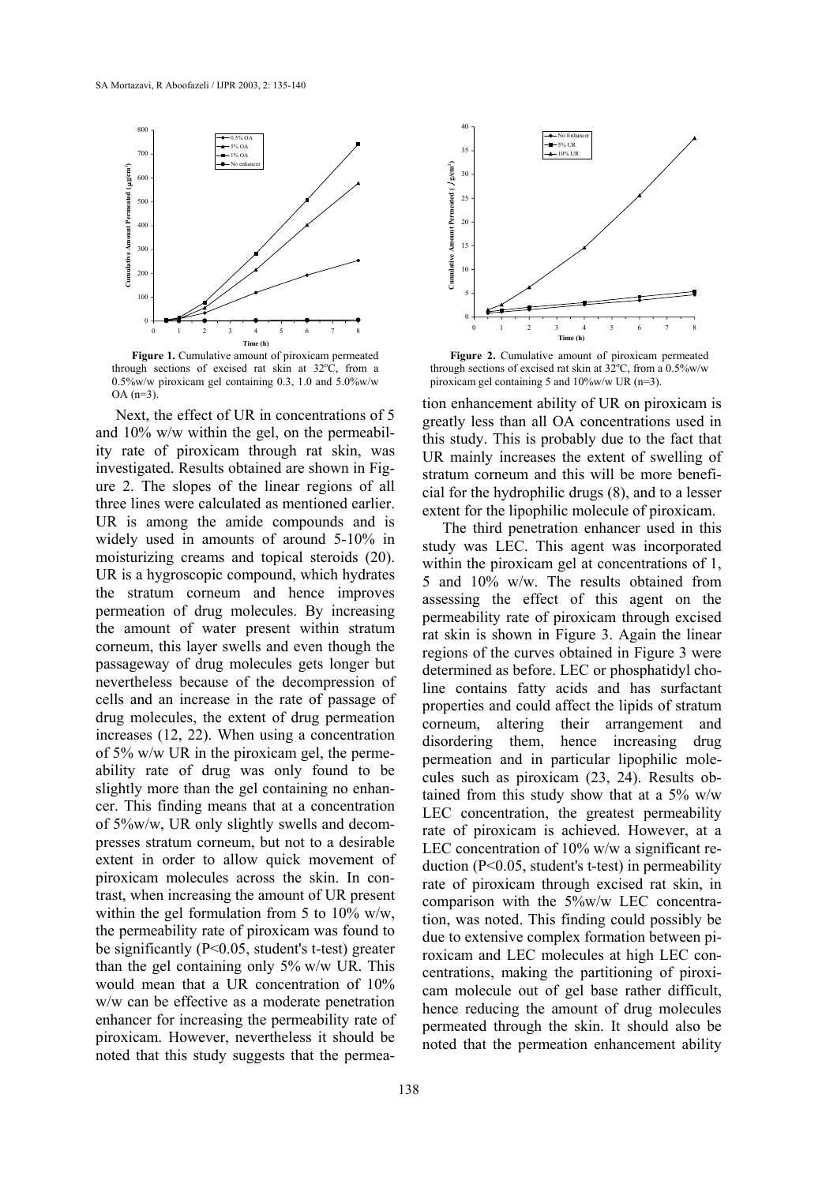**Figure 1.** Cumulative amount of piroxicam permeated through sections of excised rat skin at 32ºC, from a 0.5%w/w piroxicam gel containing 0.3, 1.0 and 5.0%w/w OA (n=3).

Next, the effect of UR in concentrations of 5 and 10% w/w within the gel, on the permeability rate of piroxicam through rat skin, was investigated. Results obtained are shown in Figure 2. The slopes of the linear regions of all three lines were calculated as mentioned earlier. UR is among the amide compounds and is widely used in amounts of around 5-10% in moisturizing creams and topical steroids (20). UR is a hygroscopic compound, which hydrates the stratum corneum and hence improves permeation of drug molecules. By increasing the amount of water present within stratum corneum, this layer swells and even though the passageway of drug molecules gets longer but nevertheless because of the decompression of cells and an increase in the rate of passage of drug molecules, the extent of drug permeation increases (12, 22). When using a concentration of 5% w/w UR in the piroxicam gel, the permeability rate of drug was only found to be slightly more than the gel containing no enhancer. This finding means that at a concentration of 5%w/w, UR only slightly swells and decompresses stratum corneum, but not to a desirable extent in order to allow quick movement of piroxicam molecules across the skin. In contrast, when increasing the amount of UR present within the gel formulation from 5 to 10% w/w, the permeability rate of piroxicam was found to be significantly ($P<0.05$, student's t-test) greater than the gel containing only 5% w/w UR. This would mean that a UR concentration of 10% w/w can be effective as a moderate penetration enhancer for increasing the permeability rate of piroxicam. However, nevertheless it should be noted that this study suggests that the permeation enhancement ability of UR on piroxicam is greatly less than all OA concentrations used in this study. This is probably due to the fact that UR mainly increases the extent of swelling of stratum corneum and this will be more beneficial for the hydrophilic drugs (8), and to a lesser extent for the lipophilic molecule of piroxicam.

**Figure 2.** Cumulative amount of piroxicam permeated through sections of excised rat skin at 32ºC, from a 0.5%w/w piroxicam gel containing 5 and 10%w/w UR (n=3).

The third penetration enhancer used in this study was LEC. This agent was incorporated within the piroxicam gel at concentrations of 1, 5 and 10% w/w. The results obtained from assessing the effect of this agent on the permeability rate of piroxicam through excised rat skin is shown in Figure 3. Again the linear regions of the curves obtained in Figure 3 were determined as before. LEC or phosphatidyl choline contains fatty acids and has surfactant properties and could affect the lipids of stratum corneum, altering their arrangement and disordering them, hence increasing drug permeation and in particular lipophilic molecules such as piroxicam (23, 24). Results obtained from this study show that at a 5% w/w LEC concentration, the greatest permeability rate of piroxicam is achieved. However, at a LEC concentration of 10% w/w a significant reduction ($P<0.05$, student's t-test) in permeability rate of piroxicam through excised rat skin, in comparison with the 5%w/w LEC concentration, was noted. This finding could possibly be due to extensive complex formation between piroxicam and LEC molecules at high LEC concentrations, making the partitioning of piroxicam molecule out of gel base rather difficult, hence reducing the amount of drug molecules permeated through the skin. It should also be noted that the permeation enhancement ability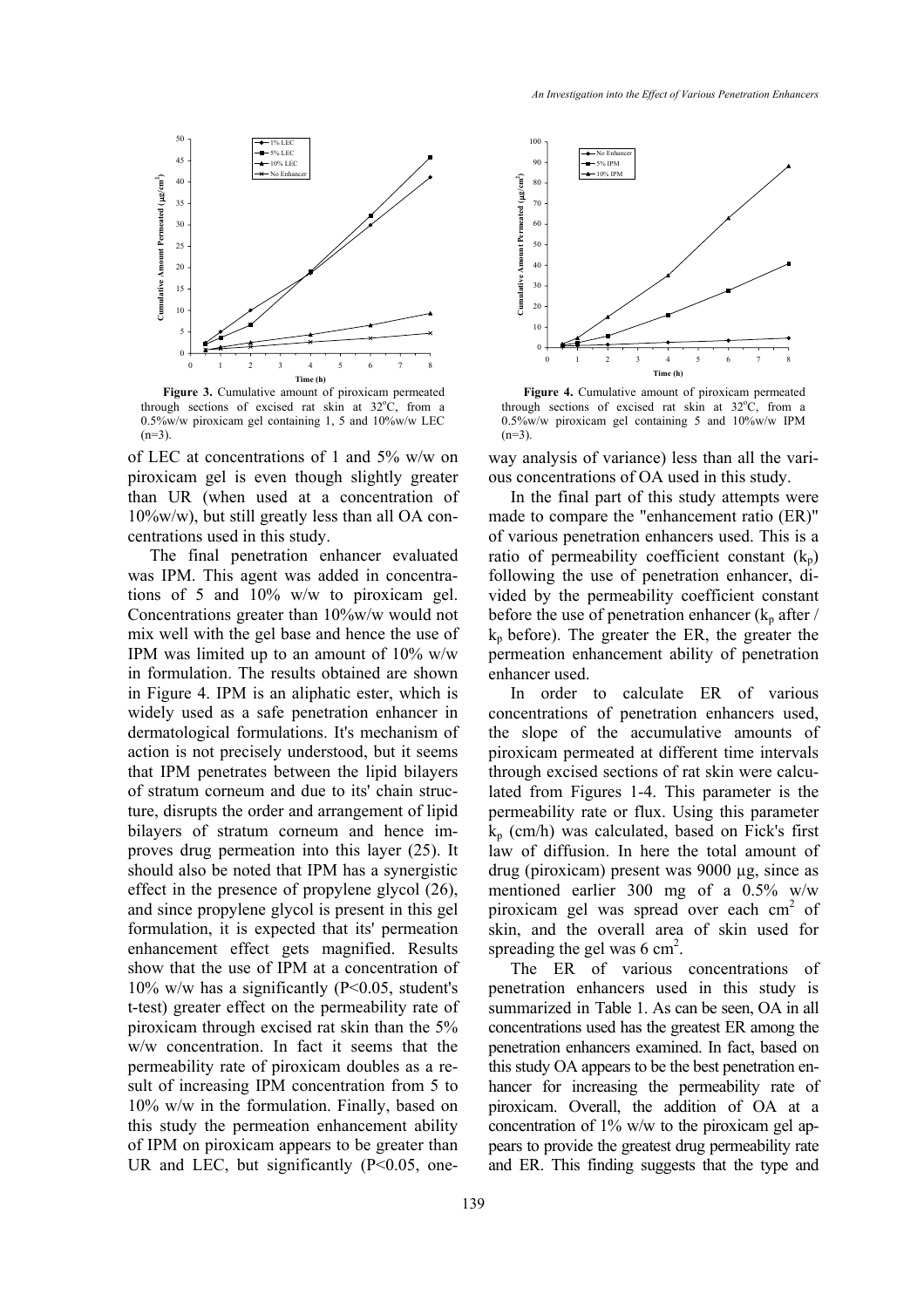**Figure 3.** Cumulative amount of piroxicam permeated through sections of excised rat skin at 32°C, from a 0.5%w/w piroxicam gel containing 1, 5 and 10%w/w LEC (n=3).

**Figure 4.** Cumulative amount of piroxicam permeated through sections of excised rat skin at 32°C, from a 0.5%w/w piroxicam gel containing 5 and 10%w/w IPM (n=3).

of LEC at concentrations of 1 and 5% w/w on piroxicam gel is even though slightly greater than UR (when used at a concentration of 10%w/w), but still greatly less than all OA concentrations used in this study.

The final penetration enhancer evaluated was IPM. This agent was added in concentrations of 5 and 10% w/w to piroxicam gel. Concentrations greater than 10%w/w would not mix well with the gel base and hence the use of IPM was limited up to an amount of 10% w/w in formulation. The results obtained are shown in Figure 4. IPM is an aliphatic ester, which is widely used as a safe penetration enhancer in dermatological formulations. It's mechanism of action is not precisely understood, but it seems that IPM penetrates between the lipid bilayers of stratum corneum and due to its' chain structure, disrupts the order and arrangement of lipid bilayers of stratum corneum and hence improves drug permeation into this layer (25). It should also be noted that IPM has a synergistic effect in the presence of propylene glycol (26), and since propylene glycol is present in this gel formulation, it is expected that its' permeation enhancement effect gets magnified. Results show that the use of IPM at a concentration of 10% w/w has a significantly ($P<0.05$, student's t-test) greater effect on the permeability rate of piroxicam through excised rat skin than the 5% w/w concentration. In fact it seems that the permeability rate of piroxicam doubles as a result of increasing IPM concentration from 5 to 10% w/w in the formulation. Finally, based on this study the permeation enhancement ability of IPM on piroxicam appears to be greater than UR and LEC, but significantly ($P<0.05$, one-way analysis of variance) less than all the various concentrations of OA used in this study.

In the final part of this study attempts were made to compare the "enhancement ratio (ER)" of various penetration enhancers used. This is a ratio of permeability coefficient constant ($k_p$) following the use of penetration enhancer, divided by the permeability coefficient constant before the use of penetration enhancer ($k_p$ after / $k_p$ before). The greater the ER, the greater the permeation enhancement ability of penetration enhancer used.

In order to calculate ER of various concentrations of penetration enhancers used, the slope of the accumulative amounts of piroxicam permeated at different time intervals through excised sections of rat skin were calculated from Figures 1-4. This parameter is the permeability rate or flux. Using this parameter $k_p$ (cm/h) was calculated, based on Fick's first law of diffusion. In here the total amount of drug (piroxicam) present was 9000 µg, since as mentioned earlier 300 mg of a 0.5% w/w piroxicam gel was spread over each $cm^2$ of skin, and the overall area of skin used for spreading the gel was 6 $cm^2$.

The ER of various concentrations of penetration enhancers used in this study is summarized in Table 1. As can be seen, OA in all concentrations used has the greatest ER among the penetration enhancers examined. In fact, based on this study OA appears to be the best penetration enhancer for increasing the permeability rate of piroxicam. Overall, the addition of OA at a concentration of 1% w/w to the piroxicam gel appears to provide the greatest drug permeability rate and ER. This finding suggests that the type and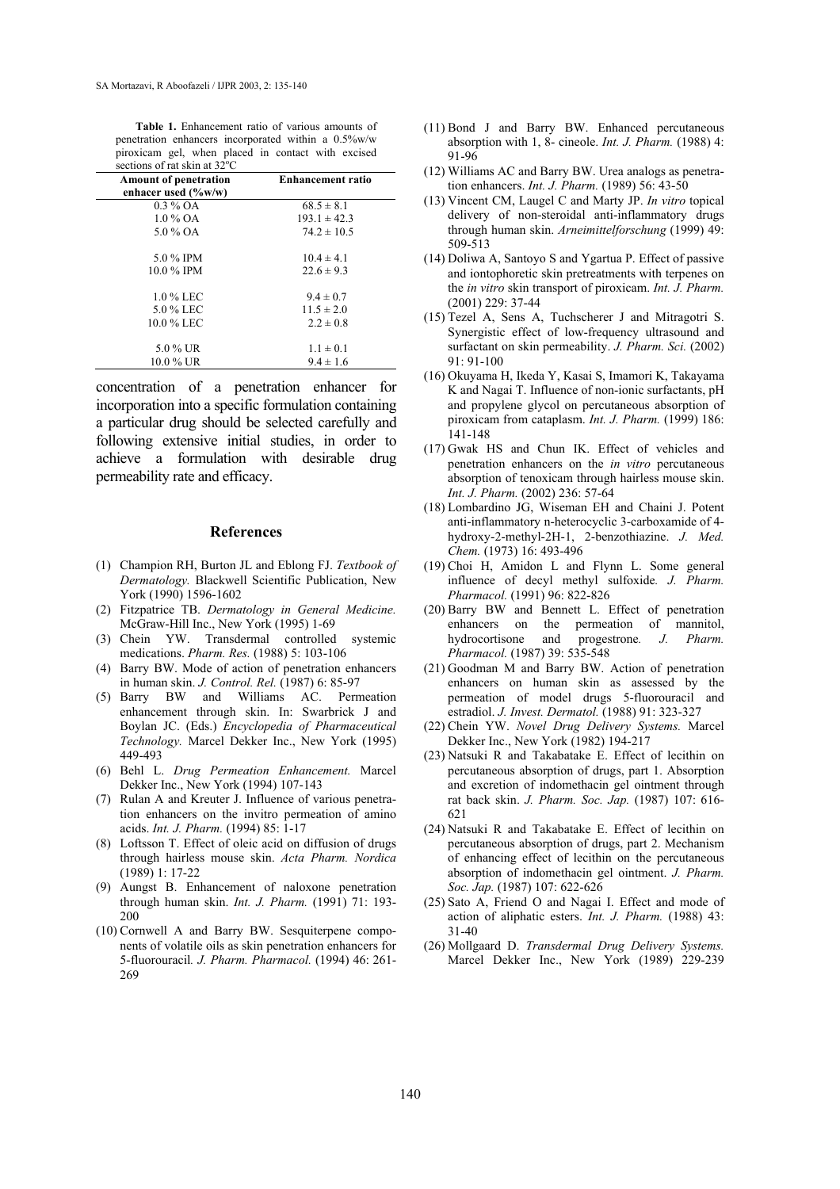**Table 1.** Enhancement ratio of various amounts of penetration enhancers incorporated within a 0.5%w/w piroxicam gel, when placed in contact with excised sections of rat skin at 32ºC

| Amount of penetration enhacer used (%w/w) | Enhancement ratio |
|---|---|
| 0.3 % OA | 68.5 ± 8.1 |
| 1.0 % OA | 193.1 ± 42.3 |
| 5.0 % OA | 74.2 ± 10.5 |
| 5.0 % IPM | 10.4 ± 4.1 |
| 10.0 % IPM | 22.6 ± 9.3 |
| 1.0 % LEC | 9.4 ± 0.7 |
| 5.0 % LEC | 11.5 ± 2.0 |
| 10.0 % LEC | 2.2 ± 0.8 |
| 5.0 % UR | 1.1 ± 0.1 |
| 10.0 % UR | 9.4 ± 1.6 |

concentration of a penetration enhancer for incorporation into a specific formulation containing a particular drug should be selected carefully and following extensive initial studies, in order to achieve a formulation with desirable drug permeability rate and efficacy.

## References

(1) Champion RH, Burton JL and Eblong FJ. *Textbook of Dermatology.* Blackwell Scientific Publication, New York (1990) 1596-1602

(2) Fitzpatrice TB. *Dermatology in General Medicine.* McGraw-Hill Inc., New York (1995) 1-69

(3) Chein YW. Transdermal controlled systemic medications. *Pharm. Res.* (1988) 5: 103-106

(4) Barry BW. Mode of action of penetration enhancers in human skin. *J. Control. Rel.* (1987) 6: 85-97

(5) Barry BW and Williams AC. Permeation enhancement through skin. In: Swarbrick J and Boylan JC. (Eds.) *Encyclopedia of Pharmaceutical Technology.* Marcel Dekker Inc., New York (1995) 449-493

(6) Behl L. *Drug Permeation Enhancement.* Marcel Dekker Inc., New York (1994) 107-143

(7) Rulan A and Kreuter J. Influence of various penetration enhancers on the invitro permeation of amino acids. *Int. J. Pharm.* (1994) 85: 1-17

(8) Loftsson T. Effect of oleic acid on diffusion of drugs through hairless mouse skin. *Acta Pharm. Nordica* (1989) 1: 17-22

(9) Aungst B. Enhancement of naloxone penetration through human skin. *Int. J. Pharm.* (1991) 71: 193-200

(10) Cornwell A and Barry BW. Sesquiterpene components of volatile oils as skin penetration enhancers for 5-fluorouracil*. J. Pharm. Pharmacol.* (1994) 46: 261-269

(11) Bond J and Barry BW. Enhanced percutaneous absorption with 1, 8- cineole. *Int. J. Pharm.* (1988) 4: 91-96

(12) Williams AC and Barry BW. Urea analogs as penetration enhancers. *Int. J. Pharm.* (1989) 56: 43-50

(13) Vincent CM, Laugel C and Marty JP. *In vitro* topical delivery of non-steroidal anti-inflammatory drugs through human skin. *Arneimittelforschung* (1999) 49: 509-513

(14) Doliwa A, Santoyo S and Ygartua P. Effect of passive and iontophoretic skin pretreatments with terpenes on the *in vitro* skin transport of piroxicam. *Int. J. Pharm.* (2001) 229: 37-44

(15) Tezel A, Sens A, Tuchscherer J and Mitragotri S. Synergistic effect of low-frequency ultrasound and surfactant on skin permeability. *J. Pharm. Sci.* (2002) 91: 91-100

(16) Okuyama H, Ikeda Y, Kasai S, Imamori K, Takayama K and Nagai T. Influence of non-ionic surfactants, pH and propylene glycol on percutaneous absorption of piroxicam from cataplasm. *Int. J. Pharm.* (1999) 186: 141-148

(17) Gwak HS and Chun IK. Effect of vehicles and penetration enhancers on the *in vitro* percutaneous absorption of tenoxicam through hairless mouse skin. *Int. J. Pharm.* (2002) 236: 57-64

(18) Lombardino JG, Wiseman EH and Chaini J. Potent anti-inflammatory n-heterocyclic 3-carboxamide of 4-hydroxy-2-methyl-2H-1, 2-benzothiazine. *J. Med. Chem.* (1973) 16: 493-496

(19) Choi H, Amidon L and Flynn L. Some general influence of decyl methyl sulfoxide*. J. Pharm. Pharmacol.* (1991) 96: 822-826

(20) Barry BW and Bennett L. Effect of penetration enhancers on the permeation of mannitol, hydrocortisone and progestrone*. J. Pharm. Pharmacol.* (1987) 39: 535-548

(21) Goodman M and Barry BW. Action of penetration enhancers on human skin as assessed by the permeation of model drugs 5-fluorouracil and estradiol. *J. Invest. Dermatol.* (1988) 91: 323-327

(22) Chein YW. *Novel Drug Delivery Systems.* Marcel Dekker Inc., New York (1982) 194-217

(23) Natsuki R and Takabatake E. Effect of lecithin on percutaneous absorption of drugs, part 1. Absorption and excretion of indomethacin gel ointment through rat back skin. *J. Pharm. Soc. Jap.* (1987) 107: 616-621

(24) Natsuki R and Takabatake E. Effect of lecithin on percutaneous absorption of drugs, part 2. Mechanism of enhancing effect of lecithin on the percutaneous absorption of indomethacin gel ointment. *J. Pharm. Soc. Jap.* (1987) 107: 622-626

(25) Sato A, Friend O and Nagai I. Effect and mode of action of aliphatic esters. *Int. J. Pharm.* (1988) 43: 31-40

(26) Mollgaard D. *Transdermal Drug Delivery Systems.* Marcel Dekker Inc., New York (1989) 229-239